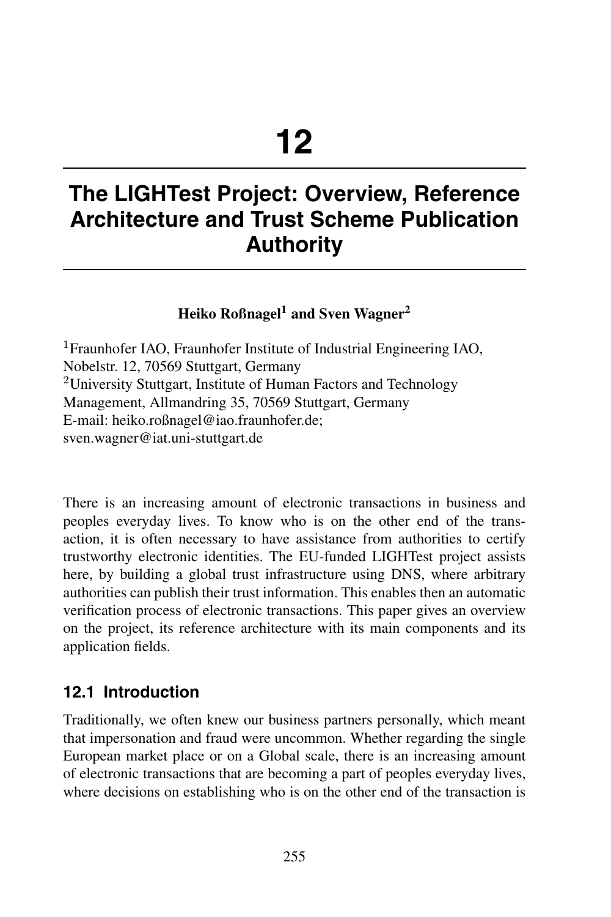# 12

# The LIGHTest Project: Overview, Reference Architecture and Trust Scheme Publication Authority

**Heiko Roßnagel[1] and Sven Wagner[2]**

[1]Fraunhofer IAO, Fraunhofer Institute of Industrial Engineering IAO, Nobelstr. 12, 70569 Stuttgart, Germany
[2]University Stuttgart, Institute of Human Factors and Technology Management, Allmandring 35, 70569 Stuttgart, Germany
E-mail: heiko.roßnagel@iao.fraunhofer.de; sven.wagner@iat.uni-stuttgart.de

There is an increasing amount of electronic transactions in business and peoples everyday lives. To know who is on the other end of the transaction, it is often necessary to have assistance from authorities to certify trustworthy electronic identities. The EU-funded LIGHTest project assists here, by building a global trust infrastructure using DNS, where arbitrary authorities can publish their trust information. This enables then an automatic verification process of electronic transactions. This paper gives an overview on the project, its reference architecture with its main components and its application fields.

## 12.1 Introduction

Traditionally, we often knew our business partners personally, which meant that impersonation and fraud were uncommon. Whether regarding the single European market place or on a Global scale, there is an increasing amount of electronic transactions that are becoming a part of peoples everyday lives, where decisions on establishing who is on the other end of the transaction is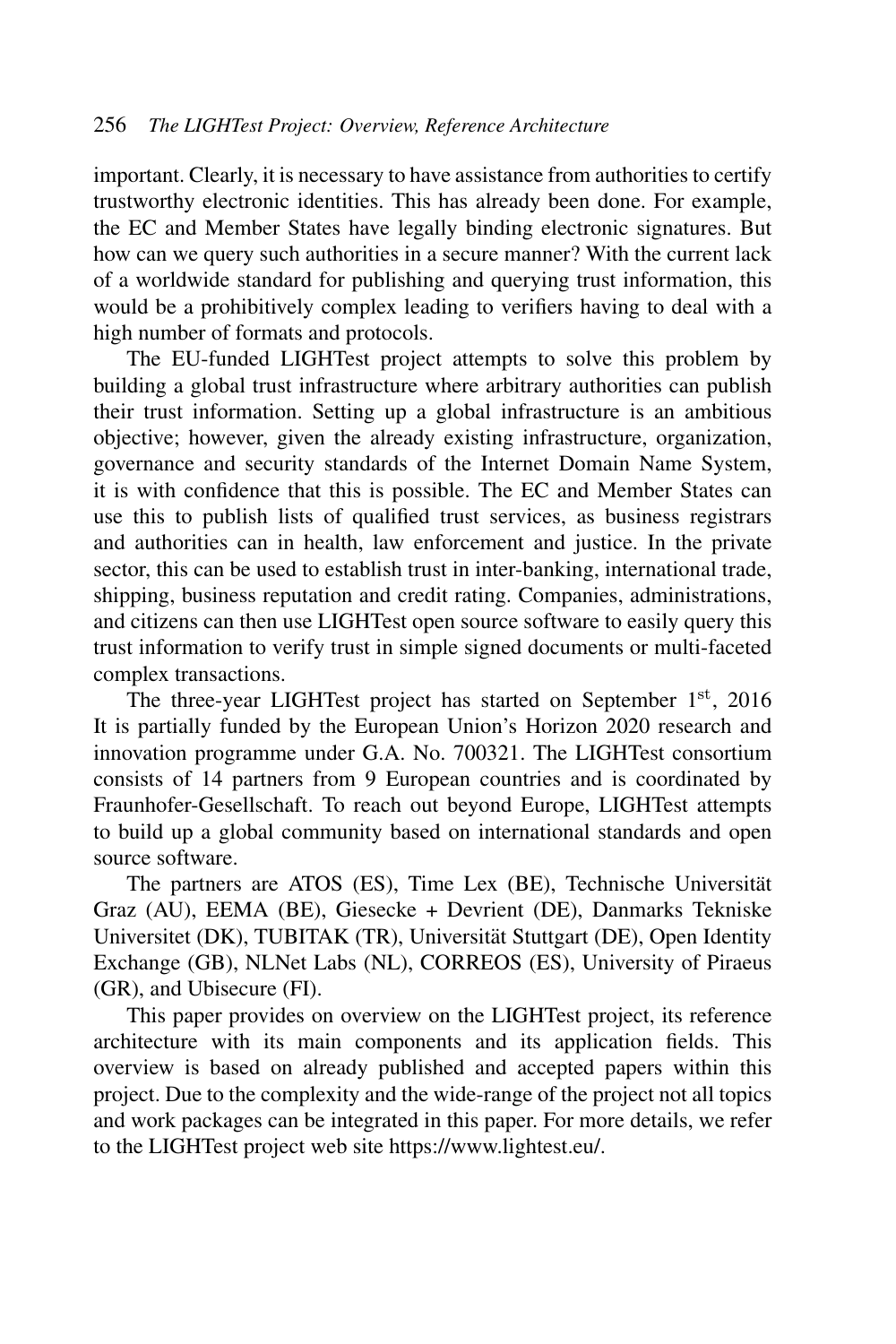important. Clearly, it is necessary to have assistance from authorities to certify trustworthy electronic identities. This has already been done. For example, the EC and Member States have legally binding electronic signatures. But how can we query such authorities in a secure manner? With the current lack of a worldwide standard for publishing and querying trust information, this would be a prohibitively complex leading to verifiers having to deal with a high number of formats and protocols.

The EU-funded LIGHTest project attempts to solve this problem by building a global trust infrastructure where arbitrary authorities can publish their trust information. Setting up a global infrastructure is an ambitious objective; however, given the already existing infrastructure, organization, governance and security standards of the Internet Domain Name System, it is with confidence that this is possible. The EC and Member States can use this to publish lists of qualified trust services, as business registrars and authorities can in health, law enforcement and justice. In the private sector, this can be used to establish trust in inter-banking, international trade, shipping, business reputation and credit rating. Companies, administrations, and citizens can then use LIGHTest open source software to easily query this trust information to verify trust in simple signed documents or multi-faceted complex transactions.

The three-year LIGHTest project has started on September 1st, 2016 It is partially funded by the European Union's Horizon 2020 research and innovation programme under G.A. No. 700321. The LIGHTest consortium consists of 14 partners from 9 European countries and is coordinated by Fraunhofer-Gesellschaft. To reach out beyond Europe, LIGHTest attempts to build up a global community based on international standards and open source software.

The partners are ATOS (ES), Time Lex (BE), Technische Universität Graz (AU), EEMA (BE), Giesecke + Devrient (DE), Danmarks Tekniske Universitet (DK), TUBITAK (TR), Universität Stuttgart (DE), Open Identity Exchange (GB), NLNet Labs (NL), CORREOS (ES), University of Piraeus (GR), and Ubisecure (FI).

This paper provides on overview on the LIGHTest project, its reference architecture with its main components and its application fields. This overview is based on already published and accepted papers within this project. Due to the complexity and the wide-range of the project not all topics and work packages can be integrated in this paper. For more details, we refer to the LIGHTest project web site https://www.lightest.eu/.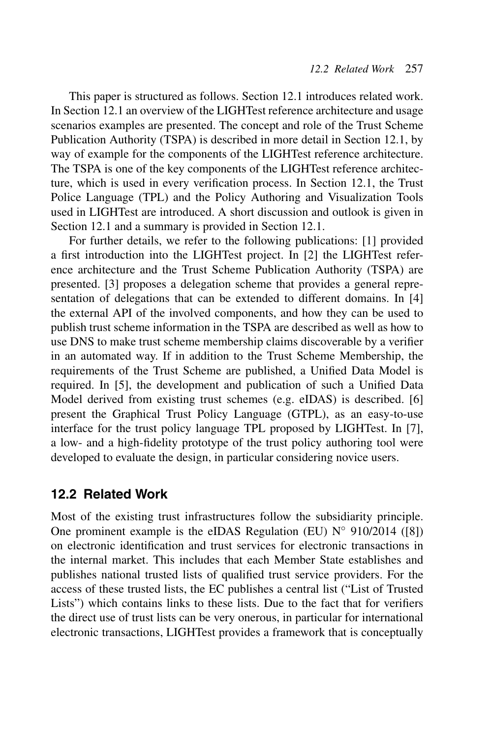This paper is structured as follows. Section 12.1 introduces related work. In Section 12.1 an overview of the LIGHTest reference architecture and usage scenarios examples are presented. The concept and role of the Trust Scheme Publication Authority (TSPA) is described in more detail in Section 12.1, by way of example for the components of the LIGHTest reference architecture. The TSPA is one of the key components of the LIGHTest reference architecture, which is used in every verification process. In Section 12.1, the Trust Police Language (TPL) and the Policy Authoring and Visualization Tools used in LIGHTest are introduced. A short discussion and outlook is given in Section 12.1 and a summary is provided in Section 12.1.

For further details, we refer to the following publications: [1] provided a first introduction into the LIGHTest project. In [2] the LIGHTest reference architecture and the Trust Scheme Publication Authority (TSPA) are presented. [3] proposes a delegation scheme that provides a general representation of delegations that can be extended to different domains. In [4] the external API of the involved components, and how they can be used to publish trust scheme information in the TSPA are described as well as how to use DNS to make trust scheme membership claims discoverable by a verifier in an automated way. If in addition to the Trust Scheme Membership, the requirements of the Trust Scheme are published, a Unified Data Model is required. In [5], the development and publication of such a Unified Data Model derived from existing trust schemes (e.g. eIDAS) is described. [6] present the Graphical Trust Policy Language (GTPL), as an easy-to-use interface for the trust policy language TPL proposed by LIGHTest. In [7], a low- and a high-fidelity prototype of the trust policy authoring tool were developed to evaluate the design, in particular considering novice users.

## 12.2 Related Work

Most of the existing trust infrastructures follow the subsidiarity principle. One prominent example is the eIDAS Regulation (EU) N° 910/2014 ([8]) on electronic identification and trust services for electronic transactions in the internal market. This includes that each Member State establishes and publishes national trusted lists of qualified trust service providers. For the access of these trusted lists, the EC publishes a central list ("List of Trusted Lists") which contains links to these lists. Due to the fact that for verifiers the direct use of trust lists can be very onerous, in particular for international electronic transactions, LIGHTest provides a framework that is conceptually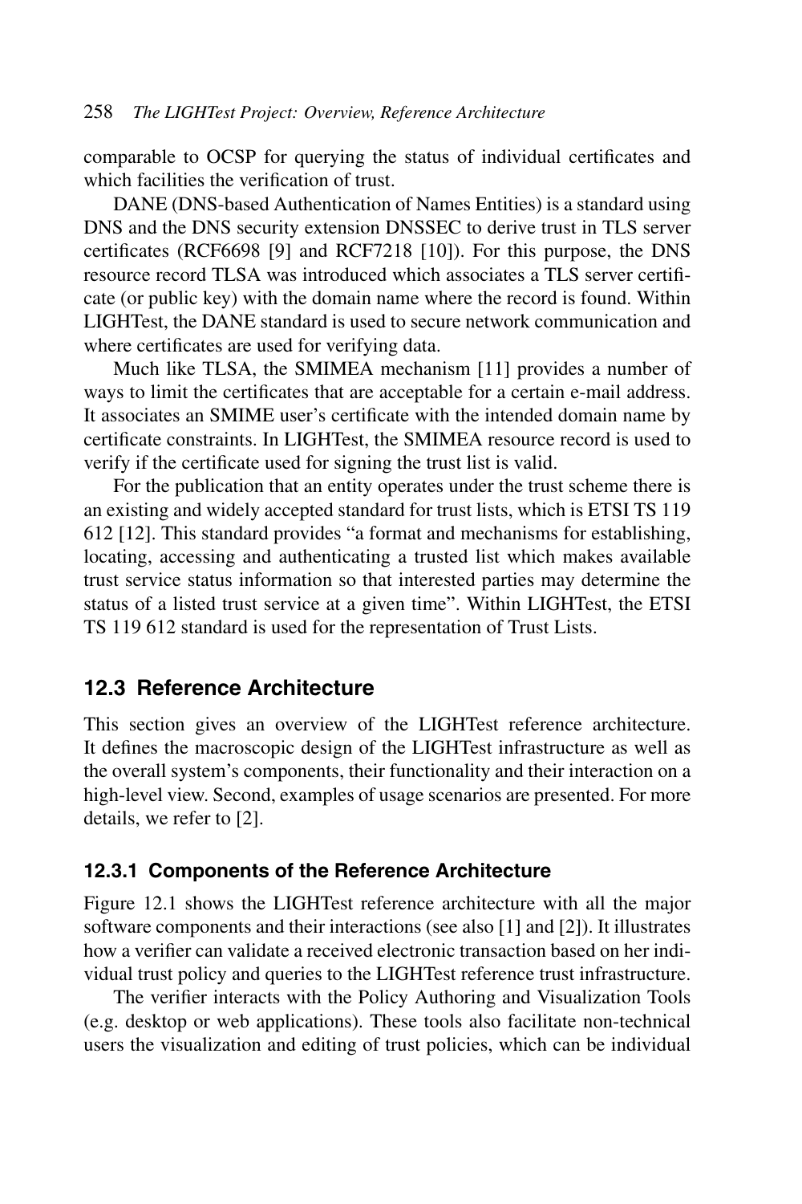comparable to OCSP for querying the status of individual certificates and which facilities the verification of trust.

DANE (DNS-based Authentication of Names Entities) is a standard using DNS and the DNS security extension DNSSEC to derive trust in TLS server certificates (RCF6698 [9] and RCF7218 [10]). For this purpose, the DNS resource record TLSA was introduced which associates a TLS server certificate (or public key) with the domain name where the record is found. Within LIGHTest, the DANE standard is used to secure network communication and where certificates are used for verifying data.

Much like TLSA, the SMIMEA mechanism [11] provides a number of ways to limit the certificates that are acceptable for a certain e-mail address. It associates an SMIME user's certificate with the intended domain name by certificate constraints. In LIGHTest, the SMIMEA resource record is used to verify if the certificate used for signing the trust list is valid.

For the publication that an entity operates under the trust scheme there is an existing and widely accepted standard for trust lists, which is ETSI TS 119 612 [12]. This standard provides "a format and mechanisms for establishing, locating, accessing and authenticating a trusted list which makes available trust service status information so that interested parties may determine the status of a listed trust service at a given time". Within LIGHTest, the ETSI TS 119 612 standard is used for the representation of Trust Lists.

## 12.3 Reference Architecture

This section gives an overview of the LIGHTest reference architecture. It defines the macroscopic design of the LIGHTest infrastructure as well as the overall system's components, their functionality and their interaction on a high-level view. Second, examples of usage scenarios are presented. For more details, we refer to [2].

### 12.3.1 Components of the Reference Architecture

Figure 12.1 shows the LIGHTest reference architecture with all the major software components and their interactions (see also [1] and [2]). It illustrates how a verifier can validate a received electronic transaction based on her individual trust policy and queries to the LIGHTest reference trust infrastructure.

The verifier interacts with the Policy Authoring and Visualization Tools (e.g. desktop or web applications). These tools also facilitate non-technical users the visualization and editing of trust policies, which can be individual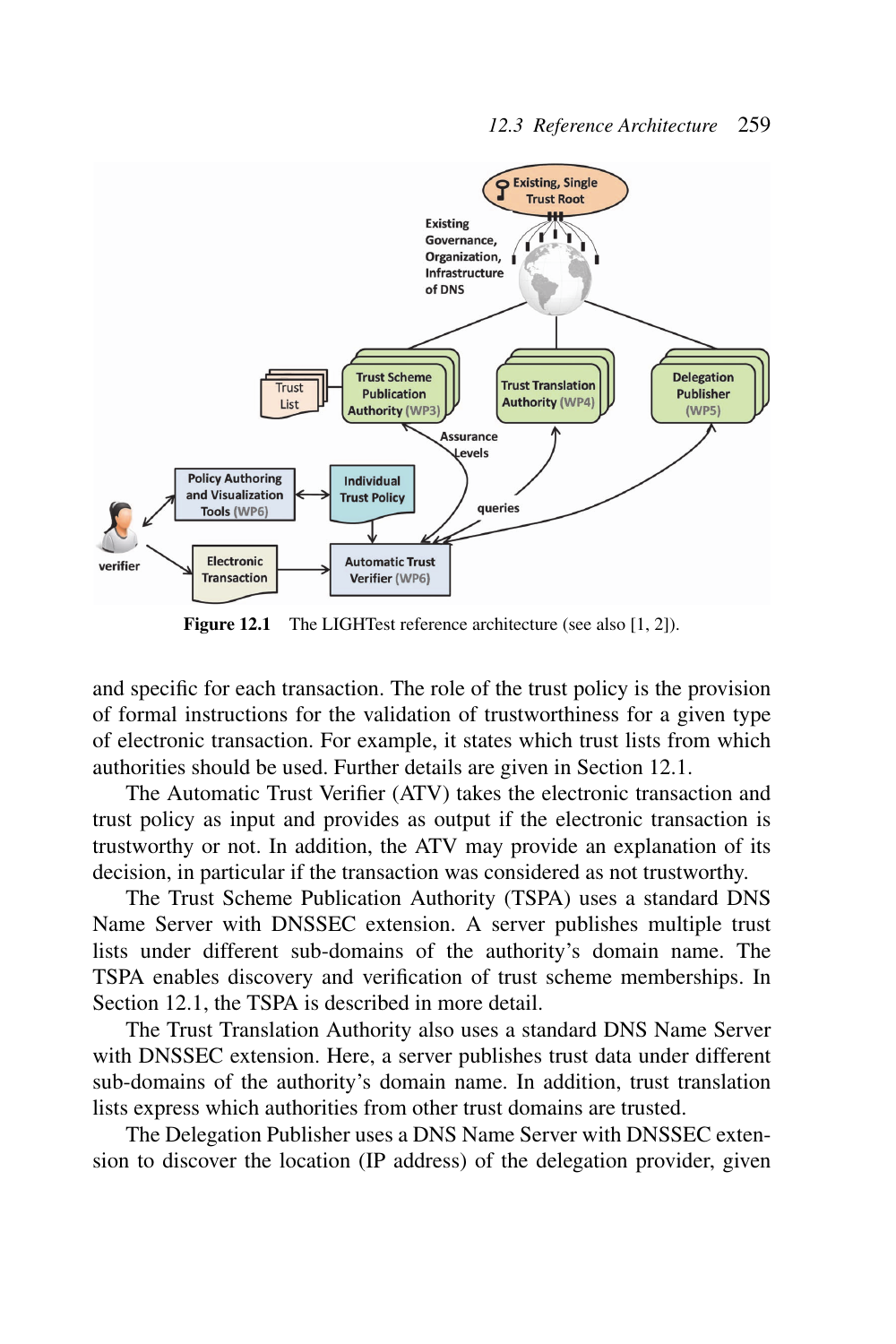Figure 12.1 The LIGHTest reference architecture (see also [1, 2]).

and specific for each transaction. The role of the trust policy is the provision of formal instructions for the validation of trustworthiness for a given type of electronic transaction. For example, it states which trust lists from which authorities should be used. Further details are given in Section 12.1.

The Automatic Trust Verifier (ATV) takes the electronic transaction and trust policy as input and provides as output if the electronic transaction is trustworthy or not. In addition, the ATV may provide an explanation of its decision, in particular if the transaction was considered as not trustworthy.

The Trust Scheme Publication Authority (TSPA) uses a standard DNS Name Server with DNSSEC extension. A server publishes multiple trust lists under different sub-domains of the authority's domain name. The TSPA enables discovery and verification of trust scheme memberships. In Section 12.1, the TSPA is described in more detail.

The Trust Translation Authority also uses a standard DNS Name Server with DNSSEC extension. Here, a server publishes trust data under different sub-domains of the authority's domain name. In addition, trust translation lists express which authorities from other trust domains are trusted.

The Delegation Publisher uses a DNS Name Server with DNSSEC extension to discover the location (IP address) of the delegation provider, given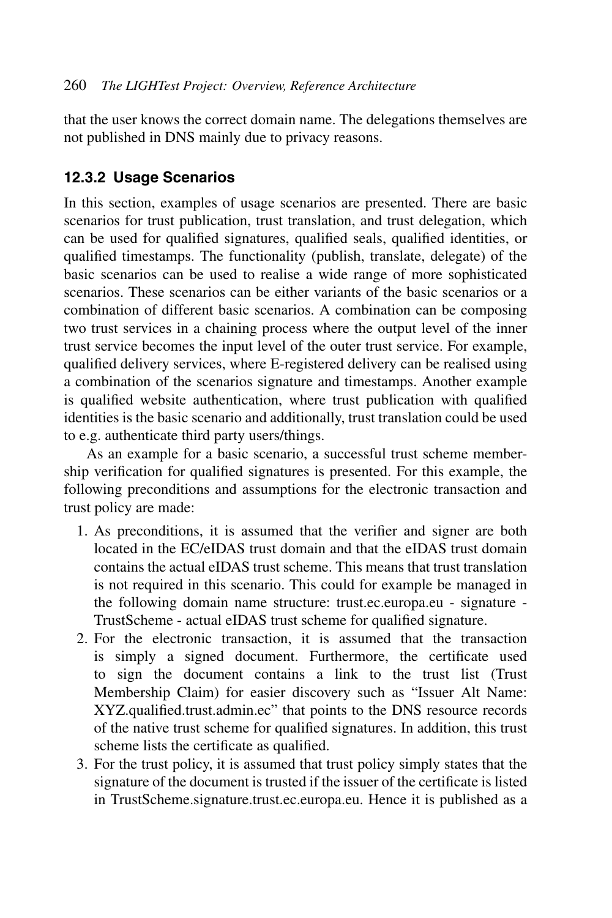that the user knows the correct domain name. The delegations themselves are not published in DNS mainly due to privacy reasons.

### 12.3.2 Usage Scenarios

In this section, examples of usage scenarios are presented. There are basic scenarios for trust publication, trust translation, and trust delegation, which can be used for qualified signatures, qualified seals, qualified identities, or qualified timestamps. The functionality (publish, translate, delegate) of the basic scenarios can be used to realise a wide range of more sophisticated scenarios. These scenarios can be either variants of the basic scenarios or a combination of different basic scenarios. A combination can be composing two trust services in a chaining process where the output level of the inner trust service becomes the input level of the outer trust service. For example, qualified delivery services, where E-registered delivery can be realised using a combination of the scenarios signature and timestamps. Another example is qualified website authentication, where trust publication with qualified identities is the basic scenario and additionally, trust translation could be used to e.g. authenticate third party users/things.

As an example for a basic scenario, a successful trust scheme membership verification for qualified signatures is presented. For this example, the following preconditions and assumptions for the electronic transaction and trust policy are made:

1. As preconditions, it is assumed that the verifier and signer are both located in the EC/eIDAS trust domain and that the eIDAS trust domain contains the actual eIDAS trust scheme. This means that trust translation is not required in this scenario. This could for example be managed in the following domain name structure: trust.ec.europa.eu - signature - TrustScheme - actual eIDAS trust scheme for qualified signature.
2. For the electronic transaction, it is assumed that the transaction is simply a signed document. Furthermore, the certificate used to sign the document contains a link to the trust list (Trust Membership Claim) for easier discovery such as "Issuer Alt Name: XYZ.qualified.trust.admin.ec" that points to the DNS resource records of the native trust scheme for qualified signatures. In addition, this trust scheme lists the certificate as qualified.
3. For the trust policy, it is assumed that trust policy simply states that the signature of the document is trusted if the issuer of the certificate is listed in TrustScheme.signature.trust.ec.europa.eu. Hence it is published as a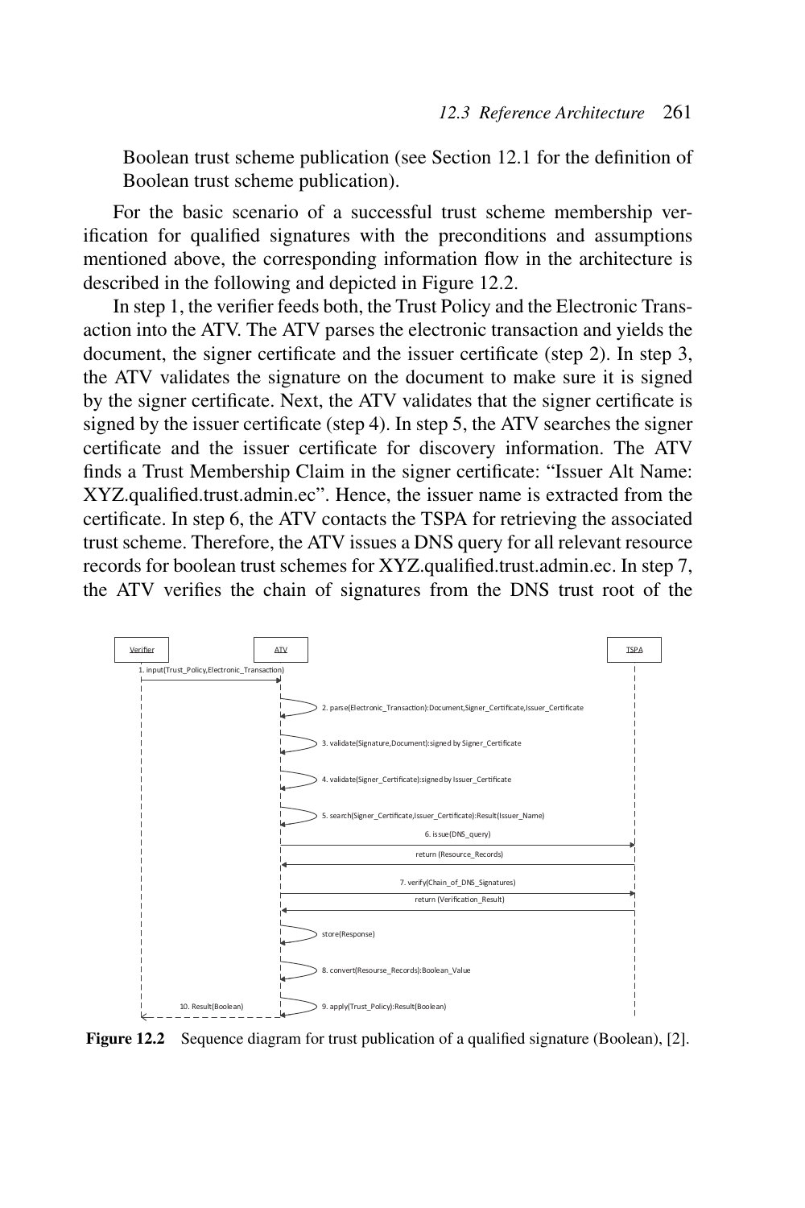Boolean trust scheme publication (see Section 12.1 for the definition of Boolean trust scheme publication).

For the basic scenario of a successful trust scheme membership verification for qualified signatures with the preconditions and assumptions mentioned above, the corresponding information flow in the architecture is described in the following and depicted in Figure 12.2.

In step 1, the verifier feeds both, the Trust Policy and the Electronic Transaction into the ATV. The ATV parses the electronic transaction and yields the document, the signer certificate and the issuer certificate (step 2). In step 3, the ATV validates the signature on the document to make sure it is signed by the signer certificate. Next, the ATV validates that the signer certificate is signed by the issuer certificate (step 4). In step 5, the ATV searches the signer certificate and the issuer certificate for discovery information. The ATV finds a Trust Membership Claim in the signer certificate: "Issuer Alt Name: XYZ.qualified.trust.admin.ec". Hence, the issuer name is extracted from the certificate. In step 6, the ATV contacts the TSPA for retrieving the associated trust scheme. Therefore, the ATV issues a DNS query for all relevant resource records for boolean trust schemes for XYZ.qualified.trust.admin.ec. In step 7, the ATV verifies the chain of signatures from the DNS trust root of the

**Figure 12.2** Sequence diagram for trust publication of a qualified signature (Boolean), [2].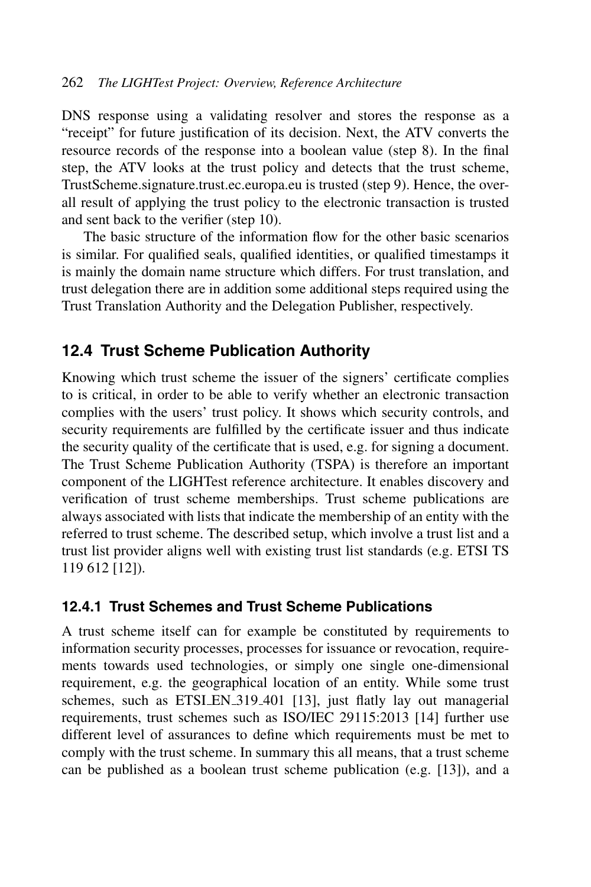DNS response using a validating resolver and stores the response as a "receipt" for future justification of its decision. Next, the ATV converts the resource records of the response into a boolean value (step 8). In the final step, the ATV looks at the trust policy and detects that the trust scheme, TrustScheme.signature.trust.ec.europa.eu is trusted (step 9). Hence, the overall result of applying the trust policy to the electronic transaction is trusted and sent back to the verifier (step 10).

The basic structure of the information flow for the other basic scenarios is similar. For qualified seals, qualified identities, or qualified timestamps it is mainly the domain name structure which differs. For trust translation, and trust delegation there are in addition some additional steps required using the Trust Translation Authority and the Delegation Publisher, respectively.

## 12.4 Trust Scheme Publication Authority

Knowing which trust scheme the issuer of the signers' certificate complies to is critical, in order to be able to verify whether an electronic transaction complies with the users' trust policy. It shows which security controls, and security requirements are fulfilled by the certificate issuer and thus indicate the security quality of the certificate that is used, e.g. for signing a document. The Trust Scheme Publication Authority (TSPA) is therefore an important component of the LIGHTest reference architecture. It enables discovery and verification of trust scheme memberships. Trust scheme publications are always associated with lists that indicate the membership of an entity with the referred to trust scheme. The described setup, which involve a trust list and a trust list provider aligns well with existing trust list standards (e.g. ETSI TS 119 612 [12]).

### 12.4.1 Trust Schemes and Trust Scheme Publications

A trust scheme itself can for example be constituted by requirements to information security processes, processes for issuance or revocation, requirements towards used technologies, or simply one single one-dimensional requirement, e.g. the geographical location of an entity. While some trust schemes, such as ETSI_EN_319_401 [13], just flatly lay out managerial requirements, trust schemes such as ISO/IEC 29115:2013 [14] further use different level of assurances to define which requirements must be met to comply with the trust scheme. In summary this all means, that a trust scheme can be published as a boolean trust scheme publication (e.g. [13]), and a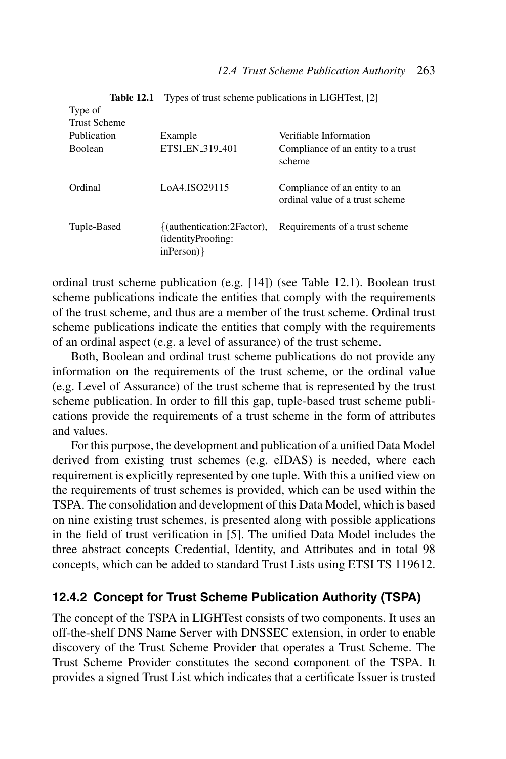**Table 12.1** Types of trust scheme publications in LIGHTest, [2]

| Type of Trust Scheme Publication | Example | Verifiable Information |
| --- | --- | --- |
| Boolean | ETSI_EN_319_401 | Compliance of an entity to a trust scheme |
| Ordinal | LoA4.ISO29115 | Compliance of an entity to an ordinal value of a trust scheme |
| Tuple-Based | {(authentication:2Factor), (identityProofing: inPerson)} | Requirements of a trust scheme |

ordinal trust scheme publication (e.g. [14]) (see Table 12.1). Boolean trust scheme publications indicate the entities that comply with the requirements of the trust scheme, and thus are a member of the trust scheme. Ordinal trust scheme publications indicate the entities that comply with the requirements of an ordinal aspect (e.g. a level of assurance) of the trust scheme.

Both, Boolean and ordinal trust scheme publications do not provide any information on the requirements of the trust scheme, or the ordinal value (e.g. Level of Assurance) of the trust scheme that is represented by the trust scheme publication. In order to fill this gap, tuple-based trust scheme publications provide the requirements of a trust scheme in the form of attributes and values.

For this purpose, the development and publication of a unified Data Model derived from existing trust schemes (e.g. eIDAS) is needed, where each requirement is explicitly represented by one tuple. With this a unified view on the requirements of trust schemes is provided, which can be used within the TSPA. The consolidation and development of this Data Model, which is based on nine existing trust schemes, is presented along with possible applications in the field of trust verification in [5]. The unified Data Model includes the three abstract concepts Credential, Identity, and Attributes and in total 98 concepts, which can be added to standard Trust Lists using ETSI TS 119612.

### 12.4.2 Concept for Trust Scheme Publication Authority (TSPA)

The concept of the TSPA in LIGHTest consists of two components. It uses an off-the-shelf DNS Name Server with DNSSEC extension, in order to enable discovery of the Trust Scheme Provider that operates a Trust Scheme. The Trust Scheme Provider constitutes the second component of the TSPA. It provides a signed Trust List which indicates that a certificate Issuer is trusted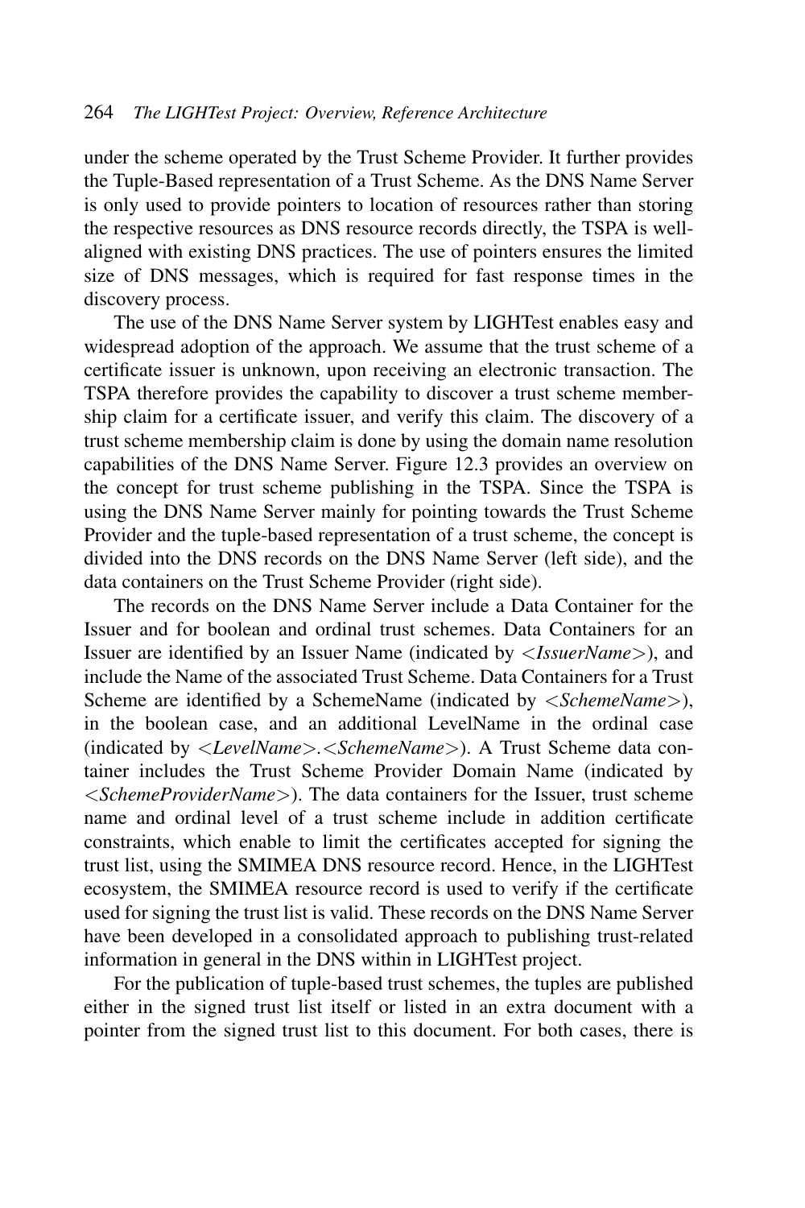under the scheme operated by the Trust Scheme Provider. It further provides the Tuple-Based representation of a Trust Scheme. As the DNS Name Server is only used to provide pointers to location of resources rather than storing the respective resources as DNS resource records directly, the TSPA is well-aligned with existing DNS practices. The use of pointers ensures the limited size of DNS messages, which is required for fast response times in the discovery process.

The use of the DNS Name Server system by LIGHTest enables easy and widespread adoption of the approach. We assume that the trust scheme of a certificate issuer is unknown, upon receiving an electronic transaction. The TSPA therefore provides the capability to discover a trust scheme membership claim for a certificate issuer, and verify this claim. The discovery of a trust scheme membership claim is done by using the domain name resolution capabilities of the DNS Name Server. Figure 12.3 provides an overview on the concept for trust scheme publishing in the TSPA. Since the TSPA is using the DNS Name Server mainly for pointing towards the Trust Scheme Provider and the tuple-based representation of a trust scheme, the concept is divided into the DNS records on the DNS Name Server (left side), and the data containers on the Trust Scheme Provider (right side).

The records on the DNS Name Server include a Data Container for the Issuer and for boolean and ordinal trust schemes. Data Containers for an Issuer are identified by an Issuer Name (indicated by *<IssuerName>*), and include the Name of the associated Trust Scheme. Data Containers for a Trust Scheme are identified by a SchemeName (indicated by *<SchemeName>*), in the boolean case, and an additional LevelName in the ordinal case (indicated by *<LevelName>.<SchemeName>*). A Trust Scheme data container includes the Trust Scheme Provider Domain Name (indicated by *<SchemeProviderName>*). The data containers for the Issuer, trust scheme name and ordinal level of a trust scheme include in addition certificate constraints, which enable to limit the certificates accepted for signing the trust list, using the SMIMEA DNS resource record. Hence, in the LIGHTest ecosystem, the SMIMEA resource record is used to verify if the certificate used for signing the trust list is valid. These records on the DNS Name Server have been developed in a consolidated approach to publishing trust-related information in general in the DNS within in LIGHTest project.

For the publication of tuple-based trust schemes, the tuples are published either in the signed trust list itself or listed in an extra document with a pointer from the signed trust list to this document. For both cases, there is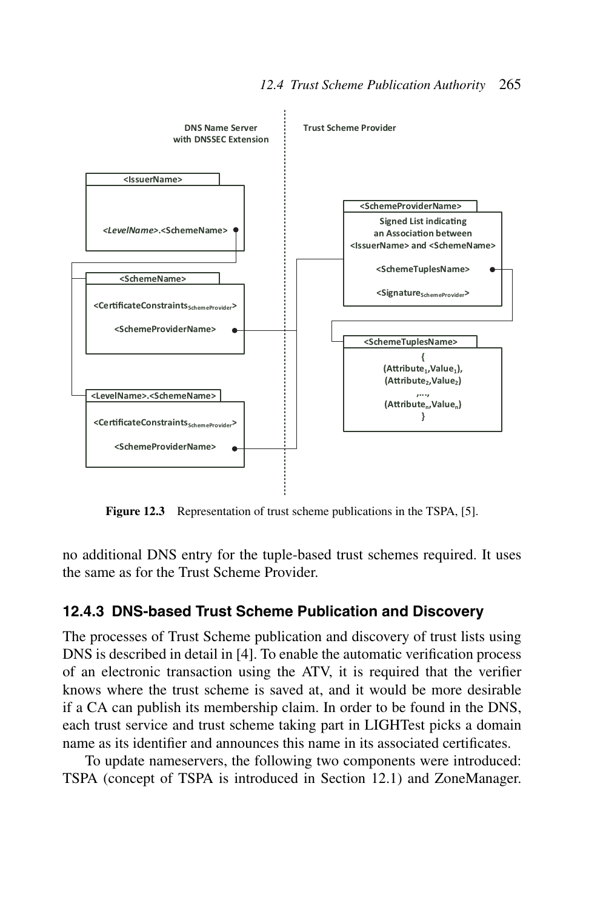Figure 12.3 Representation of trust scheme publications in the TSPA, [5].

no additional DNS entry for the tuple-based trust schemes required. It uses the same as for the Trust Scheme Provider.

### 12.4.3 DNS-based Trust Scheme Publication and Discovery

The processes of Trust Scheme publication and discovery of trust lists using DNS is described in detail in [4]. To enable the automatic verification process of an electronic transaction using the ATV, it is required that the verifier knows where the trust scheme is saved at, and it would be more desirable if a CA can publish its membership claim. In order to be found in the DNS, each trust service and trust scheme taking part in LIGHTest picks a domain name as its identifier and announces this name in its associated certificates.

To update nameservers, the following two components were introduced: TSPA (concept of TSPA is introduced in Section 12.1) and ZoneManager.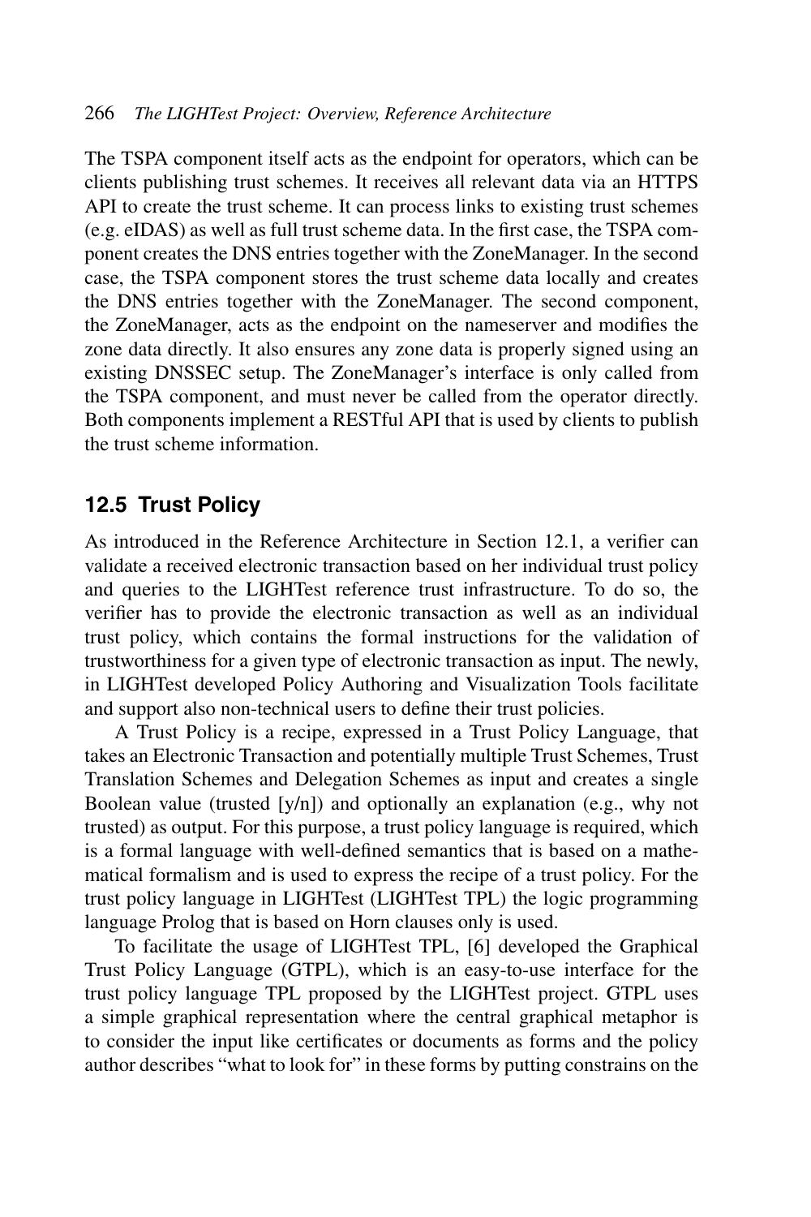The TSPA component itself acts as the endpoint for operators, which can be clients publishing trust schemes. It receives all relevant data via an HTTPS API to create the trust scheme. It can process links to existing trust schemes (e.g. eIDAS) as well as full trust scheme data. In the first case, the TSPA component creates the DNS entries together with the ZoneManager. In the second case, the TSPA component stores the trust scheme data locally and creates the DNS entries together with the ZoneManager. The second component, the ZoneManager, acts as the endpoint on the nameserver and modifies the zone data directly. It also ensures any zone data is properly signed using an existing DNSSEC setup. The ZoneManager's interface is only called from the TSPA component, and must never be called from the operator directly. Both components implement a RESTful API that is used by clients to publish the trust scheme information.

## 12.5 Trust Policy

As introduced in the Reference Architecture in Section 12.1, a verifier can validate a received electronic transaction based on her individual trust policy and queries to the LIGHTest reference trust infrastructure. To do so, the verifier has to provide the electronic transaction as well as an individual trust policy, which contains the formal instructions for the validation of trustworthiness for a given type of electronic transaction as input. The newly, in LIGHTest developed Policy Authoring and Visualization Tools facilitate and support also non-technical users to define their trust policies.

A Trust Policy is a recipe, expressed in a Trust Policy Language, that takes an Electronic Transaction and potentially multiple Trust Schemes, Trust Translation Schemes and Delegation Schemes as input and creates a single Boolean value (trusted [y/n]) and optionally an explanation (e.g., why not trusted) as output. For this purpose, a trust policy language is required, which is a formal language with well-defined semantics that is based on a mathematical formalism and is used to express the recipe of a trust policy. For the trust policy language in LIGHTest (LIGHTest TPL) the logic programming language Prolog that is based on Horn clauses only is used.

To facilitate the usage of LIGHTest TPL, [6] developed the Graphical Trust Policy Language (GTPL), which is an easy-to-use interface for the trust policy language TPL proposed by the LIGHTest project. GTPL uses a simple graphical representation where the central graphical metaphor is to consider the input like certificates or documents as forms and the policy author describes "what to look for" in these forms by putting constrains on the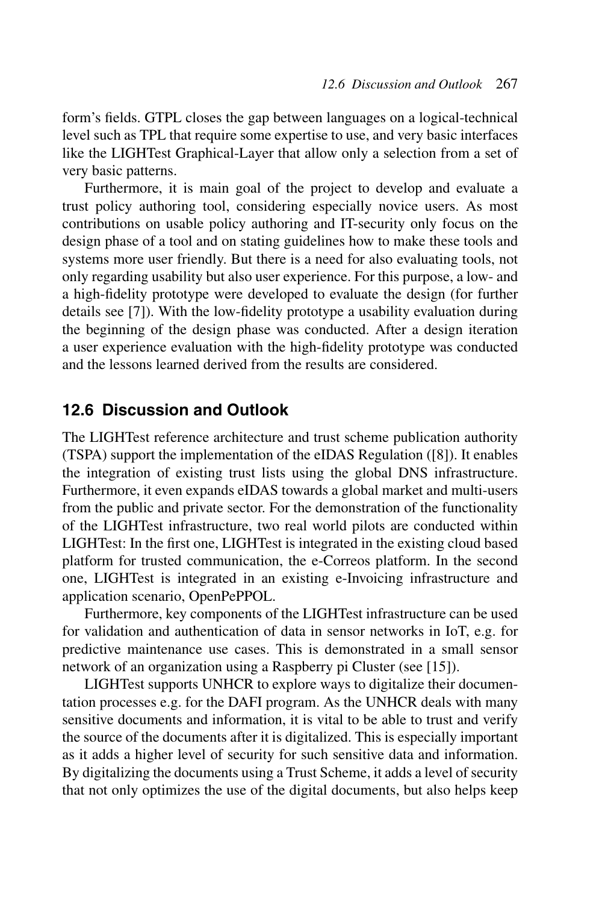form's fields. GTPL closes the gap between languages on a logical-technical level such as TPL that require some expertise to use, and very basic interfaces like the LIGHTest Graphical-Layer that allow only a selection from a set of very basic patterns.

Furthermore, it is main goal of the project to develop and evaluate a trust policy authoring tool, considering especially novice users. As most contributions on usable policy authoring and IT-security only focus on the design phase of a tool and on stating guidelines how to make these tools and systems more user friendly. But there is a need for also evaluating tools, not only regarding usability but also user experience. For this purpose, a low- and a high-fidelity prototype were developed to evaluate the design (for further details see [7]). With the low-fidelity prototype a usability evaluation during the beginning of the design phase was conducted. After a design iteration a user experience evaluation with the high-fidelity prototype was conducted and the lessons learned derived from the results are considered.

## 12.6 Discussion and Outlook

The LIGHTest reference architecture and trust scheme publication authority (TSPA) support the implementation of the eIDAS Regulation ([8]). It enables the integration of existing trust lists using the global DNS infrastructure. Furthermore, it even expands eIDAS towards a global market and multi-users from the public and private sector. For the demonstration of the functionality of the LIGHTest infrastructure, two real world pilots are conducted within LIGHTest: In the first one, LIGHTest is integrated in the existing cloud based platform for trusted communication, the e-Correos platform. In the second one, LIGHTest is integrated in an existing e-Invoicing infrastructure and application scenario, OpenPePPOL.

Furthermore, key components of the LIGHTest infrastructure can be used for validation and authentication of data in sensor networks in IoT, e.g. for predictive maintenance use cases. This is demonstrated in a small sensor network of an organization using a Raspberry pi Cluster (see [15]).

LIGHTest supports UNHCR to explore ways to digitalize their documentation processes e.g. for the DAFI program. As the UNHCR deals with many sensitive documents and information, it is vital to be able to trust and verify the source of the documents after it is digitalized. This is especially important as it adds a higher level of security for such sensitive data and information. By digitalizing the documents using a Trust Scheme, it adds a level of security that not only optimizes the use of the digital documents, but also helps keep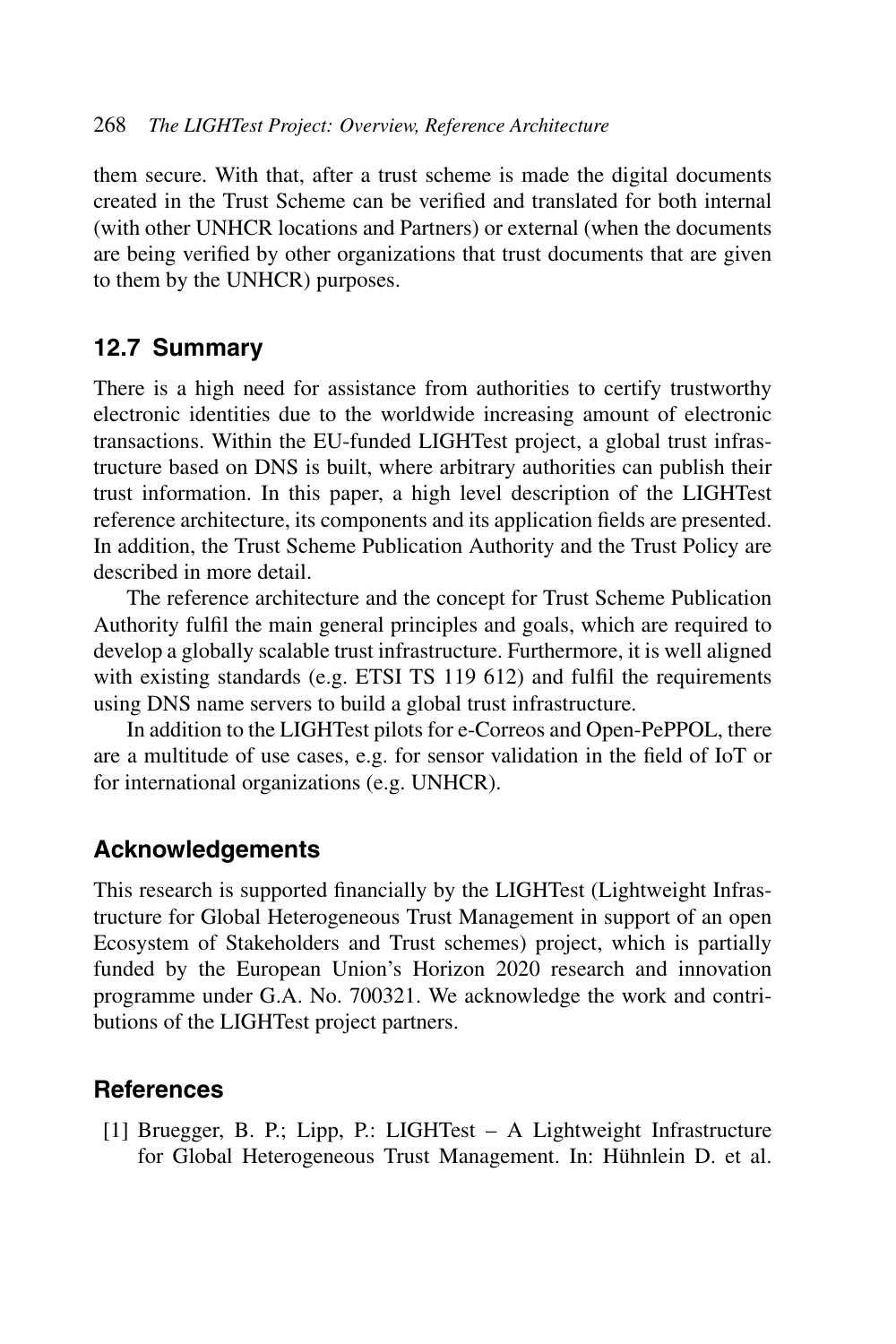them secure. With that, after a trust scheme is made the digital documents created in the Trust Scheme can be verified and translated for both internal (with other UNHCR locations and Partners) or external (when the documents are being verified by other organizations that trust documents that are given to them by the UNHCR) purposes.

## 12.7 Summary

There is a high need for assistance from authorities to certify trustworthy electronic identities due to the worldwide increasing amount of electronic transactions. Within the EU-funded LIGHTest project, a global trust infrastructure based on DNS is built, where arbitrary authorities can publish their trust information. In this paper, a high level description of the LIGHTest reference architecture, its components and its application fields are presented. In addition, the Trust Scheme Publication Authority and the Trust Policy are described in more detail.

The reference architecture and the concept for Trust Scheme Publication Authority fulfil the main general principles and goals, which are required to develop a globally scalable trust infrastructure. Furthermore, it is well aligned with existing standards (e.g. ETSI TS 119 612) and fulfil the requirements using DNS name servers to build a global trust infrastructure.

In addition to the LIGHTest pilots for e-Correos and Open-PePPOL, there are a multitude of use cases, e.g. for sensor validation in the field of IoT or for international organizations (e.g. UNHCR).

## Acknowledgements

This research is supported financially by the LIGHTest (Lightweight Infrastructure for Global Heterogeneous Trust Management in support of an open Ecosystem of Stakeholders and Trust schemes) project, which is partially funded by the European Union's Horizon 2020 research and innovation programme under G.A. No. 700321. We acknowledge the work and contributions of the LIGHTest project partners.

## References

[1] Bruegger, B. P.; Lipp, P.: LIGHTest – A Lightweight Infrastructure for Global Heterogeneous Trust Management. In: Hühnlein D. et al.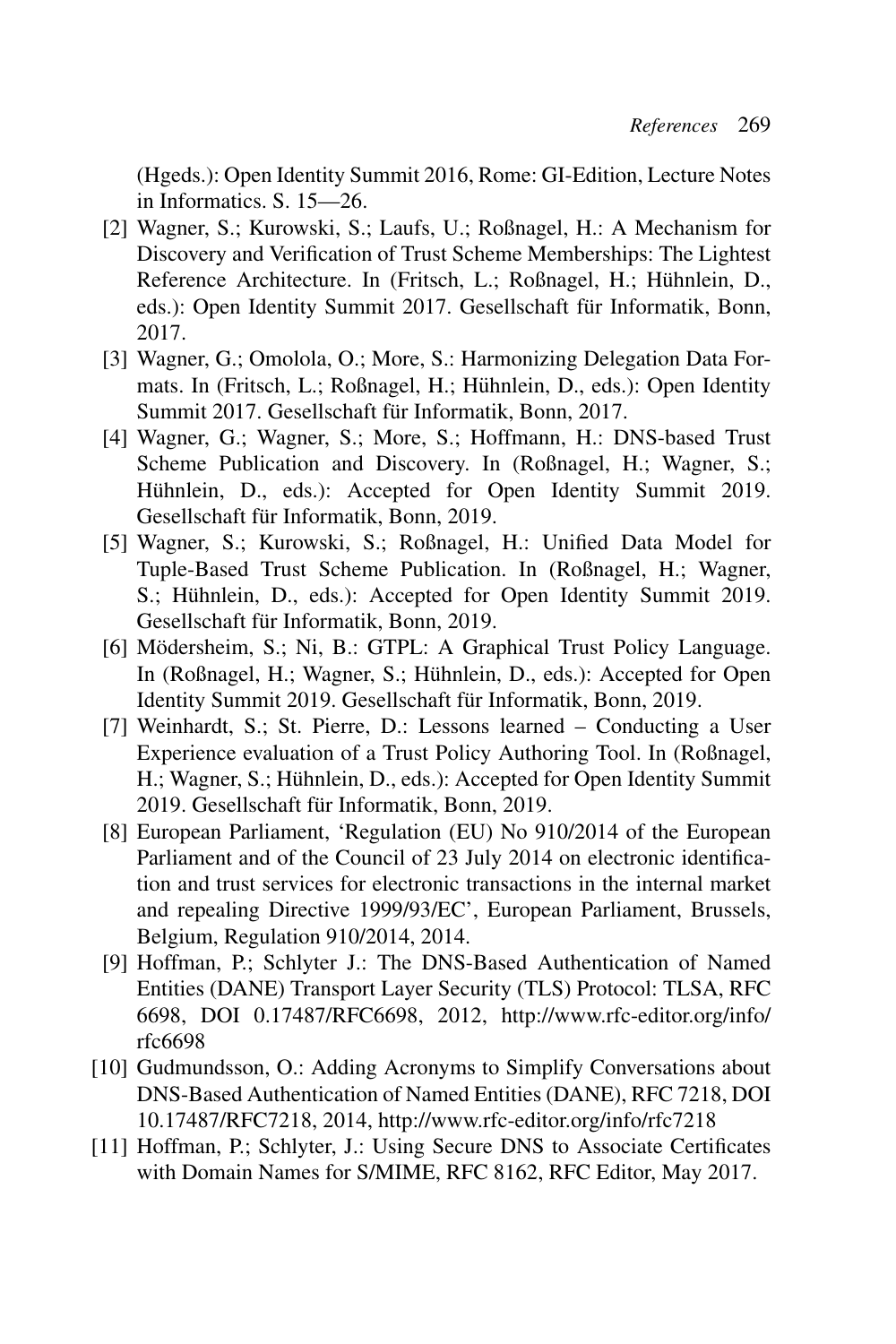(Hgeds.): Open Identity Summit 2016, Rome: GI-Edition, Lecture Notes in Informatics. S. 15—26.

[2] Wagner, S.; Kurowski, S.; Laufs, U.; Roßnagel, H.: A Mechanism for Discovery and Verification of Trust Scheme Memberships: The Lightest Reference Architecture. In (Fritsch, L.; Roßnagel, H.; Hühnlein, D., eds.): Open Identity Summit 2017. Gesellschaft für Informatik, Bonn, 2017.

[3] Wagner, G.; Omolola, O.; More, S.: Harmonizing Delegation Data Formats. In (Fritsch, L.; Roßnagel, H.; Hühnlein, D., eds.): Open Identity Summit 2017. Gesellschaft für Informatik, Bonn, 2017.

[4] Wagner, G.; Wagner, S.; More, S.; Hoffmann, H.: DNS-based Trust Scheme Publication and Discovery. In (Roßnagel, H.; Wagner, S.; Hühnlein, D., eds.): Accepted for Open Identity Summit 2019. Gesellschaft für Informatik, Bonn, 2019.

[5] Wagner, S.; Kurowski, S.; Roßnagel, H.: Unified Data Model for Tuple-Based Trust Scheme Publication. In (Roßnagel, H.; Wagner, S.; Hühnlein, D., eds.): Accepted for Open Identity Summit 2019. Gesellschaft für Informatik, Bonn, 2019.

[6] Mödersheim, S.; Ni, B.: GTPL: A Graphical Trust Policy Language. In (Roßnagel, H.; Wagner, S.; Hühnlein, D., eds.): Accepted for Open Identity Summit 2019. Gesellschaft für Informatik, Bonn, 2019.

[7] Weinhardt, S.; St. Pierre, D.: Lessons learned – Conducting a User Experience evaluation of a Trust Policy Authoring Tool. In (Roßnagel, H.; Wagner, S.; Hühnlein, D., eds.): Accepted for Open Identity Summit 2019. Gesellschaft für Informatik, Bonn, 2019.

[8] European Parliament, 'Regulation (EU) No 910/2014 of the European Parliament and of the Council of 23 July 2014 on electronic identification and trust services for electronic transactions in the internal market and repealing Directive 1999/93/EC', European Parliament, Brussels, Belgium, Regulation 910/2014, 2014.

[9] Hoffman, P.; Schlyter J.: The DNS-Based Authentication of Named Entities (DANE) Transport Layer Security (TLS) Protocol: TLSA, RFC 6698, DOI 0.17487/RFC6698, 2012, http://www.rfc-editor.org/info/rfc6698

[10] Gudmundsson, O.: Adding Acronyms to Simplify Conversations about DNS-Based Authentication of Named Entities (DANE), RFC 7218, DOI 10.17487/RFC7218, 2014, http://www.rfc-editor.org/info/rfc7218

[11] Hoffman, P.; Schlyter, J.: Using Secure DNS to Associate Certificates with Domain Names for S/MIME, RFC 8162, RFC Editor, May 2017.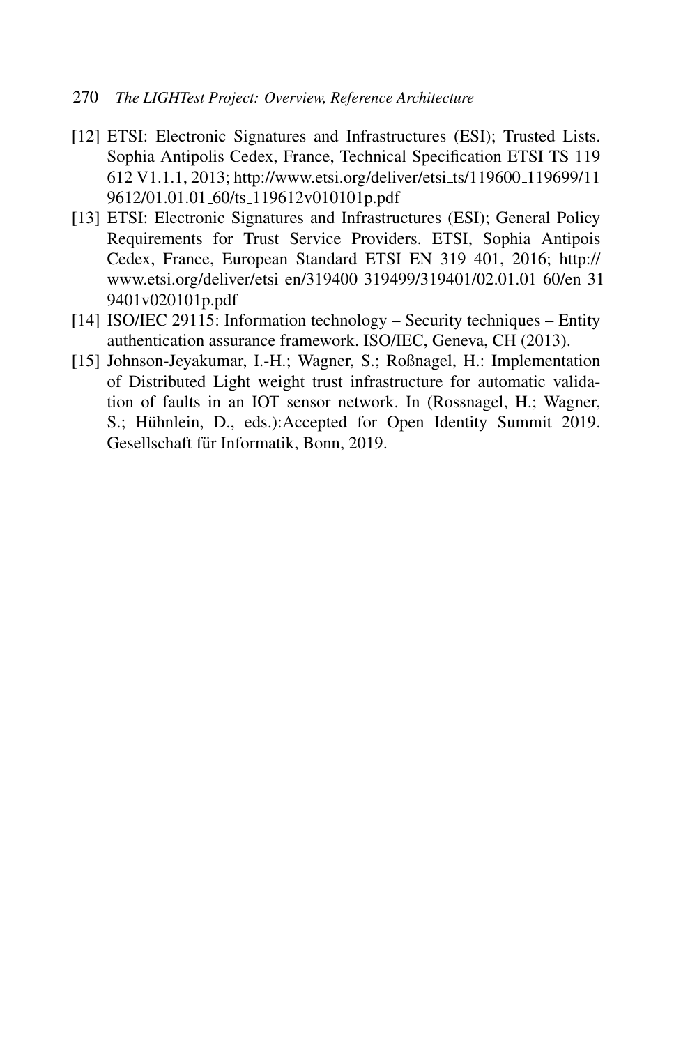[12] ETSI: Electronic Signatures and Infrastructures (ESI); Trusted Lists. Sophia Antipolis Cedex, France, Technical Specification ETSI TS 119 612 V1.1.1, 2013; http://www.etsi.org/deliver/etsi_ts/119600_119699/119612/01.01.01_60/ts_119612v010101p.pdf

[13] ETSI: Electronic Signatures and Infrastructures (ESI); General Policy Requirements for Trust Service Providers. ETSI, Sophia Antipois Cedex, France, European Standard ETSI EN 319 401, 2016; http://www.etsi.org/deliver/etsi_en/319400_319499/319401/02.01.01_60/en_319401v020101p.pdf

[14] ISO/IEC 29115: Information technology – Security techniques – Entity authentication assurance framework. ISO/IEC, Geneva, CH (2013).

[15] Johnson-Jeyakumar, I.-H.; Wagner, S.; Roßnagel, H.: Implementation of Distributed Light weight trust infrastructure for automatic validation of faults in an IOT sensor network. In (Rossnagel, H.; Wagner, S.; Hühnlein, D., eds.):Accepted for Open Identity Summit 2019. Gesellschaft für Informatik, Bonn, 2019.